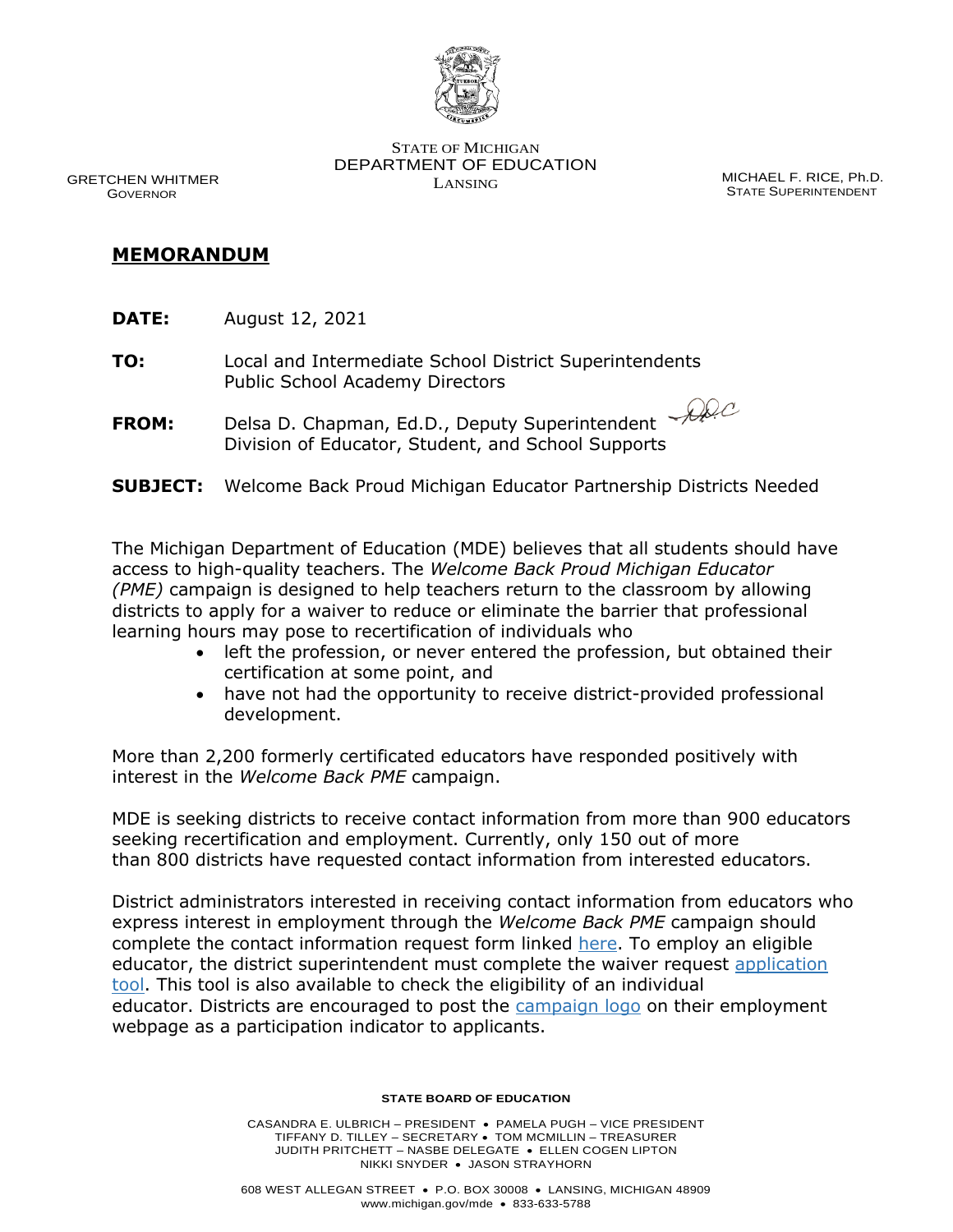STATE OF MICHIGAN
DEPARTMENT OF EDUCATION
LANSING

GRETCHEN WHITMER
GOVERNOR

MICHAEL F. RICE, Ph.D.
STATE SUPERINTENDENT

## **MEMORANDUM**

**DATE:** August 12, 2021

**TO:** Local and Intermediate School District Superintendents
Public School Academy Directors

**FROM:** Delsa D. Chapman, Ed.D., Deputy Superintendent
Division of Educator, Student, and School Supports

**SUBJECT:** Welcome Back Proud Michigan Educator Partnership Districts Needed

The Michigan Department of Education (MDE) believes that all students should have access to high-quality teachers. The *Welcome Back Proud Michigan Educator (PME)* campaign is designed to help teachers return to the classroom by allowing districts to apply for a waiver to reduce or eliminate the barrier that professional learning hours may pose to recertification of individuals who

- left the profession, or never entered the profession, but obtained their certification at some point, and
- have not had the opportunity to receive district-provided professional development.

More than 2,200 formerly certificated educators have responded positively with interest in the *Welcome Back PME* campaign.

MDE is seeking districts to receive contact information from more than 900 educators seeking recertification and employment. Currently, only 150 out of more than 800 districts have requested contact information from interested educators.

District administrators interested in receiving contact information from educators who express interest in employment through the *Welcome Back PME* campaign should complete the contact information request form linked here. To employ an eligible educator, the district superintendent must complete the waiver request application tool. This tool is also available to check the eligibility of an individual educator. Districts are encouraged to post the campaign logo on their employment webpage as a participation indicator to applicants.

**STATE BOARD OF EDUCATION**

CASANDRA E. ULBRICH – PRESIDENT • PAMELA PUGH – VICE PRESIDENT
TIFFANY D. TILLEY – SECRETARY • TOM MCMILLIN – TREASURER
JUDITH PRITCHETT – NASBE DELEGATE • ELLEN COGEN LIPTON
NIKKI SNYDER • JASON STRAYHORN

608 WEST ALLEGAN STREET • P.O. BOX 30008 • LANSING, MICHIGAN 48909
www.michigan.gov/mde • 833-633-5788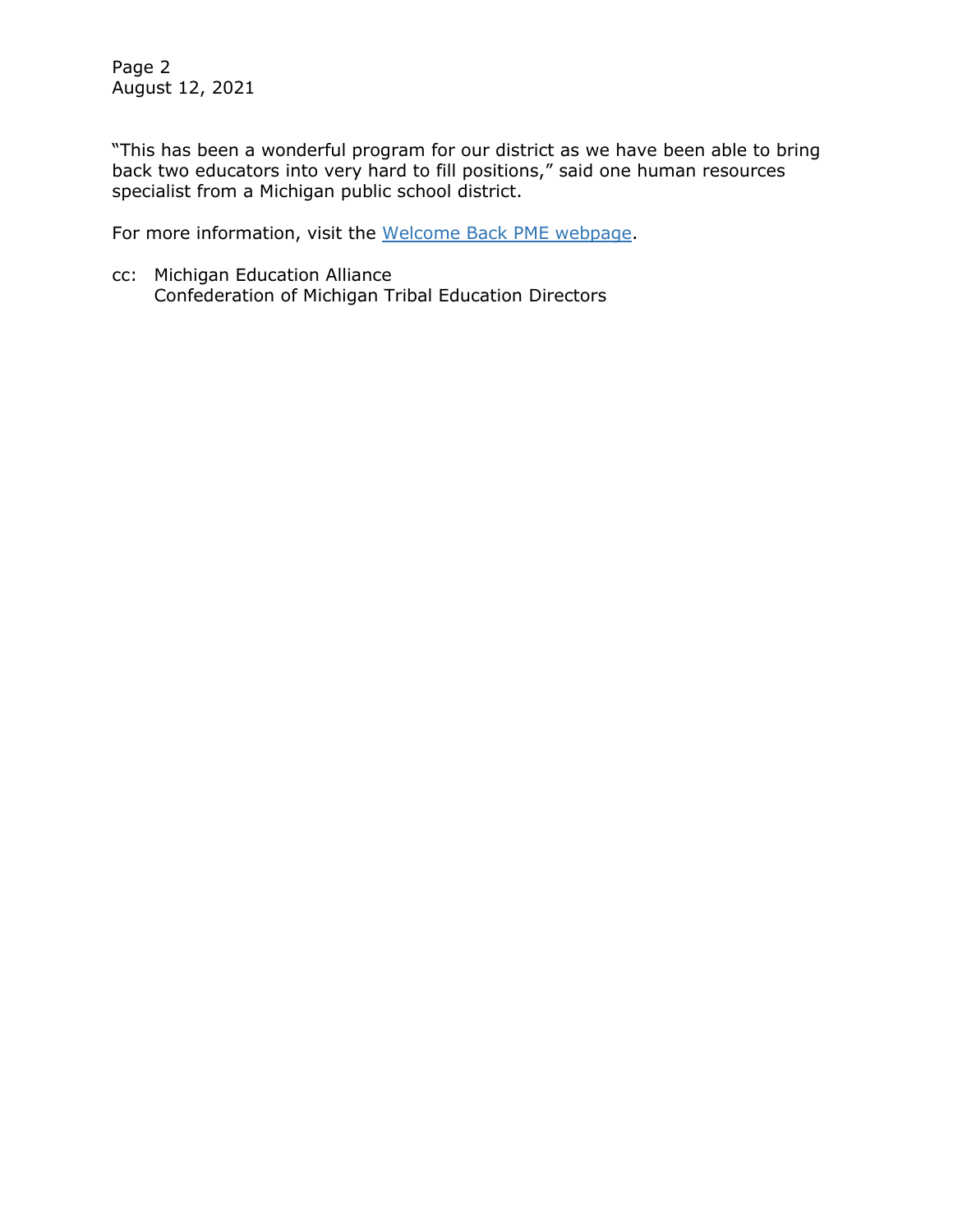"This has been a wonderful program for our district as we have been able to bring back two educators into very hard to fill positions," said one human resources specialist from a Michigan public school district.

For more information, visit the Welcome Back PME webpage.

cc: Michigan Education Alliance
Confederation of Michigan Tribal Education Directors